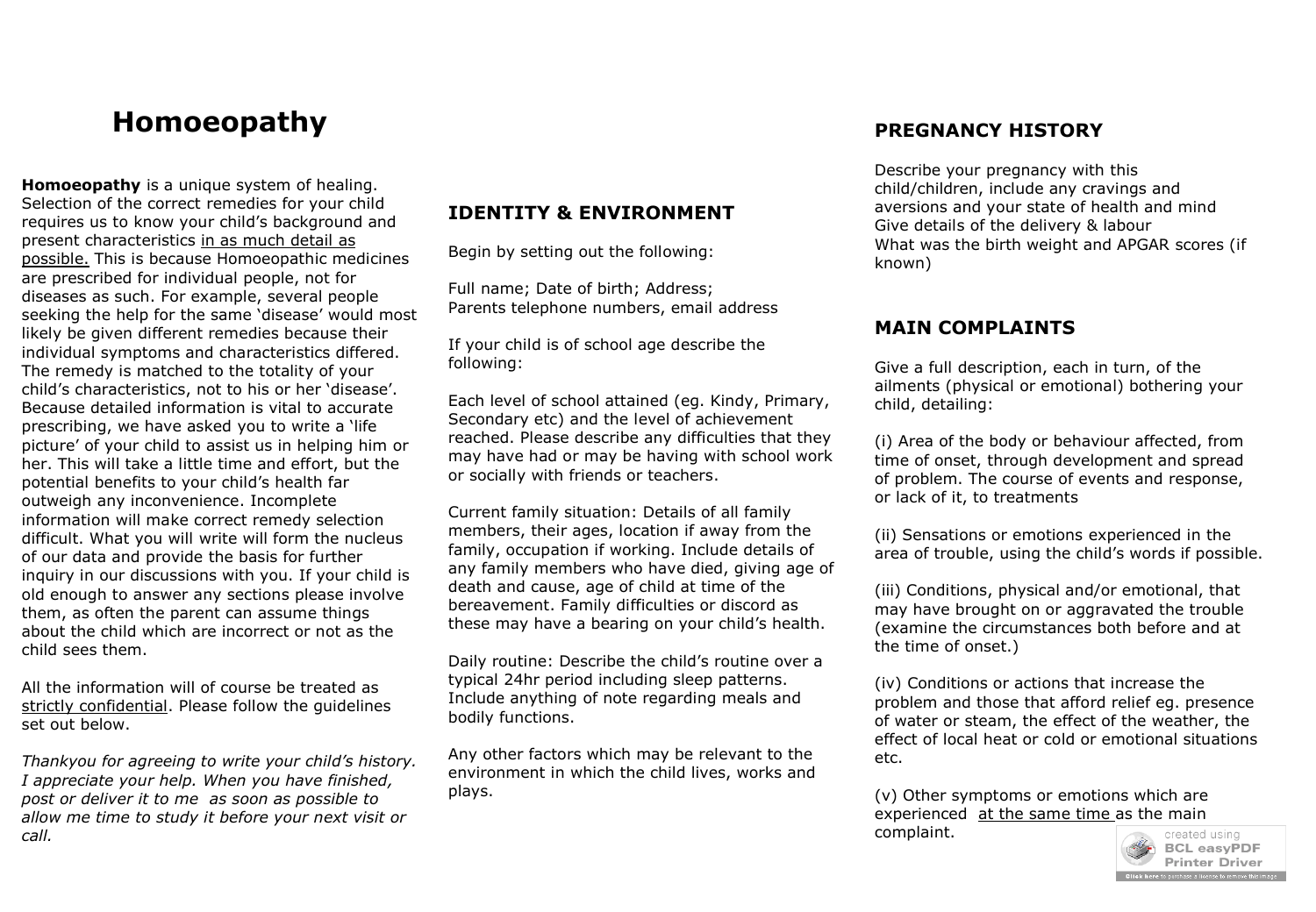# Homoeopathy

**Homoeopathy** is a unique system of healing. Selection of the correct remedies for your child requires us to know your child's background and present characteristics <u>in as much detail as possible.</u> This is because Homoeopathic medicines are prescribed for individual people, not for diseases as such. For example, several people seeking the help for the same 'disease' would most likely be given different remedies because their individual symptoms and characteristics differed. The remedy is matched to the totality of your child's characteristics, not to his or her 'disease'. Because detailed information is vital to accurate prescribing, we have asked you to write a 'life picture' of your child to assist us in helping him or her. This will take a little time and effort, but the potential benefits to your child's health far outweigh any inconvenience. Incomplete information will make correct remedy selection difficult. What you will write will form the nucleus of our data and provide the basis for further inquiry in our discussions with you. If your child is old enough to answer any sections please involve them, as often the parent can assume things about the child which are incorrect or not as the child sees them.

All the information will of course be treated as <u>strictly confidential</u>. Please follow the guidelines set out below.

*Thankyou for agreeing to write your child's history. I appreciate your help. When you have finished, post or deliver it to me as soon as possible to allow me time to study it before your next visit or call.*

## IDENTITY & ENVIRONMENT

Begin by setting out the following:

Full name; Date of birth; Address;
Parents telephone numbers, email address

If your child is of school age describe the following:

Each level of school attained (eg. Kindy, Primary, Secondary etc) and the level of achievement reached. Please describe any difficulties that they may have had or may be having with school work or socially with friends or teachers.

Current family situation: Details of all family members, their ages, location if away from the family, occupation if working. Include details of any family members who have died, giving age of death and cause, age of child at time of the bereavement. Family difficulties or discord as these may have a bearing on your child's health.

Daily routine: Describe the child's routine over a typical 24hr period including sleep patterns. Include anything of note regarding meals and bodily functions.

Any other factors which may be relevant to the environment in which the child lives, works and plays.

## PREGNANCY HISTORY

Describe your pregnancy with this child/children, include any cravings and aversions and your state of health and mind
Give details of the delivery & labour
What was the birth weight and APGAR scores (if known)

## MAIN COMPLAINTS

Give a full description, each in turn, of the ailments (physical or emotional) bothering your child, detailing:

(i) Area of the body or behaviour affected, from time of onset, through development and spread of problem. The course of events and response, or lack of it, to treatments

(ii) Sensations or emotions experienced in the area of trouble, using the child's words if possible.

(iii) Conditions, physical and/or emotional, that may have brought on or aggravated the trouble (examine the circumstances both before and at the time of onset.)

(iv) Conditions or actions that increase the problem and those that afford relief eg. presence of water or steam, the effect of the weather, the effect of local heat or cold or emotional situations etc.

(v) Other symptoms or emotions which are experienced <u>at the same time</u> as the main complaint.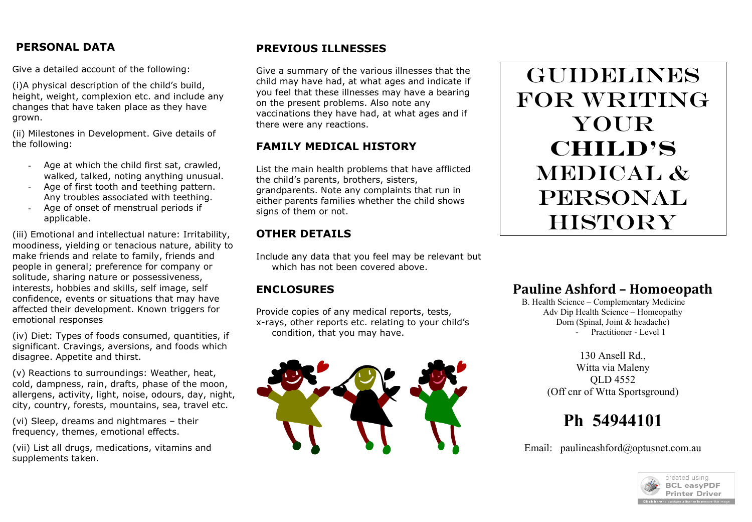## PERSONAL DATA

Give a detailed account of the following:

(i)A physical description of the child's build, height, weight, complexion etc. and include any changes that have taken place as they have grown.

(ii) Milestones in Development. Give details of the following:

- Age at which the child first sat, crawled, walked, talked, noting anything unusual.
- Age of first tooth and teething pattern. Any troubles associated with teething.
- Age of onset of menstrual periods if applicable.

(iii) Emotional and intellectual nature: Irritability, moodiness, yielding or tenacious nature, ability to make friends and relate to family, friends and people in general; preference for company or solitude, sharing nature or possessiveness, interests, hobbies and skills, self image, self confidence, events or situations that may have affected their development. Known triggers for emotional responses

(iv) Diet: Types of foods consumed, quantities, if significant. Cravings, aversions, and foods which disagree. Appetite and thirst.

(v) Reactions to surroundings: Weather, heat, cold, dampness, rain, drafts, phase of the moon, allergens, activity, light, noise, odours, day, night, city, country, forests, mountains, sea, travel etc.

(vi) Sleep, dreams and nightmares – their frequency, themes, emotional effects.

(vii) List all drugs, medications, vitamins and supplements taken.

## PREVIOUS ILLNESSES

Give a summary of the various illnesses that the child may have had, at what ages and indicate if you feel that these illnesses may have a bearing on the present problems. Also note any vaccinations they have had, at what ages and if there were any reactions.

## FAMILY MEDICAL HISTORY

List the main health problems that have afflicted the child's parents, brothers, sisters, grandparents. Note any complaints that run in either parents families whether the child shows signs of them or not.

## OTHER DETAILS

Include any data that you feel may be relevant but which has not been covered above.

## ENCLOSURES

Provide copies of any medical reports, tests, x-rays, other reports etc. relating to your child's condition, that you may have.

# GUIDELINES FOR WRITING YOUR CHILD'S MEDICAL & PERSONAL HISTORY

## Pauline Ashford – Homoeopath

B. Health Science – Complementary Medicine
Adv Dip Health Science – Homeopathy
Dorn (Spinal, Joint & headache)
- Practitioner - Level 1

130 Ansell Rd.,
Witta via Maleny
QLD 4552
(Off cnr of Wtta Sportsground)

## Ph 54944101

Email: paulineashford@optusnet.com.au